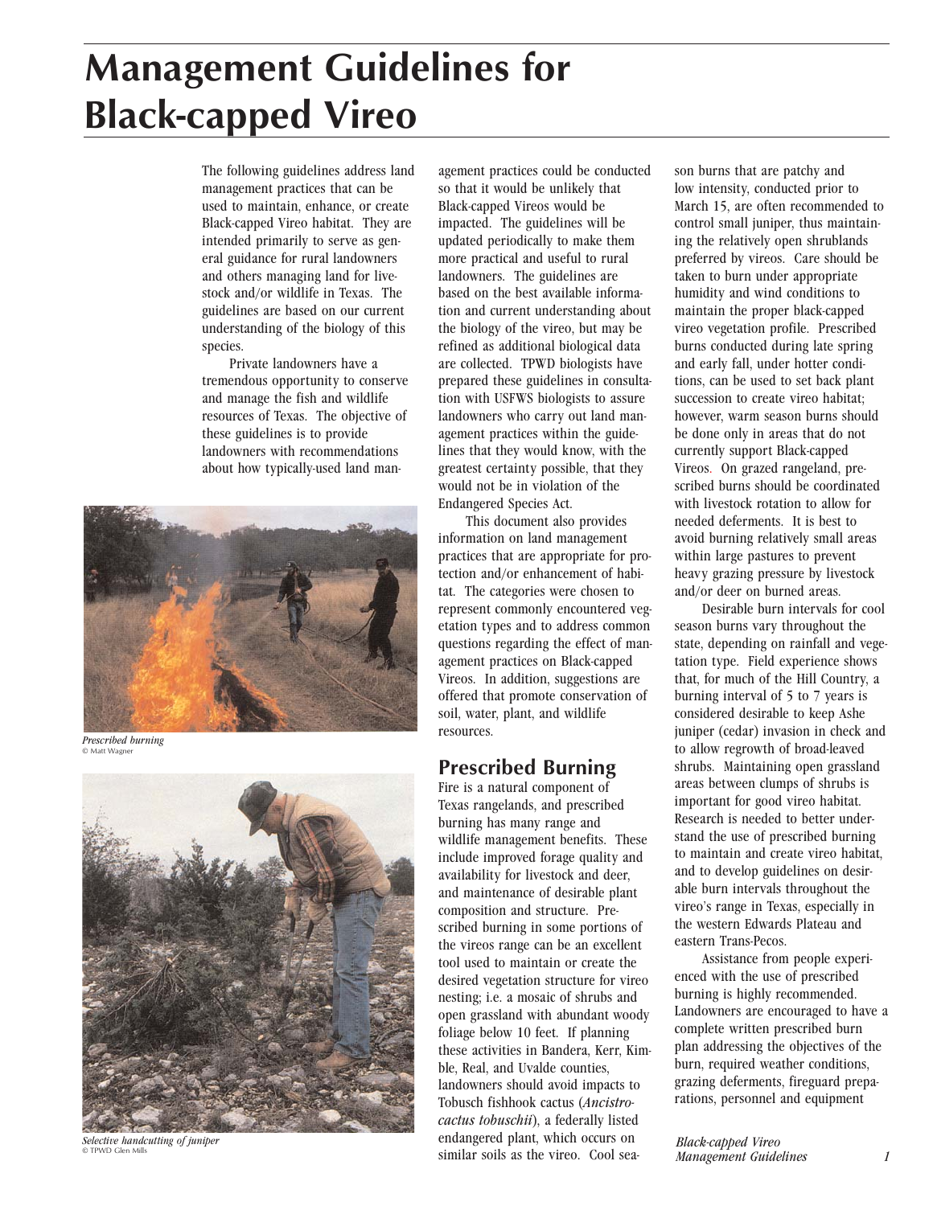# Management Guidelines for Black-capped Vireo

The following guidelines address land management practices that can be used to maintain, enhance, or create Black-capped Vireo habitat. They are intended primarily to serve as general guidance for rural landowners and others managing land for livestock and/or wildlife in Texas. The guidelines are based on our current understanding of the biology of this species.

Private landowners have a tremendous opportunity to conserve and manage the fish and wildlife resources of Texas. The objective of these guidelines is to provide landowners with recommendations about how typically-used land management practices could be conducted so that it would be unlikely that Black-capped Vireos would be impacted. The guidelines will be updated periodically to make them more practical and useful to rural landowners. The guidelines are based on the best available information and current understanding about the biology of the vireo, but may be refined as additional biological data are collected. TPWD biologists have prepared these guidelines in consultation with USFWS biologists to assure landowners who carry out land management practices within the guidelines that they would know, with the greatest certainty possible, that they would not be in violation of the Endangered Species Act.

This document also provides information on land management practices that are appropriate for protection and/or enhancement of habitat. The categories were chosen to represent commonly encountered vegetation types and to address common questions regarding the effect of management practices on Black-capped Vireos. In addition, suggestions are offered that promote conservation of soil, water, plant, and wildlife resources.

*Prescribed burning*
© Matt Wagner

*Selective handcutting of juniper*
© TPWD Glen Mills

## Prescribed Burning

Fire is a natural component of Texas rangelands, and prescribed burning has many range and wildlife management benefits. These include improved forage quality and availability for livestock and deer, and maintenance of desirable plant composition and structure. Prescribed burning in some portions of the vireos range can be an excellent tool used to maintain or create the desired vegetation structure for vireo nesting; i.e. a mosaic of shrubs and open grassland with abundant woody foliage below 10 feet. If planning these activities in Bandera, Kerr, Kimble, Real, and Uvalde counties, landowners should avoid impacts to Tobusch fishhook cactus (*Ancistrocactus tobuschii*), a federally listed endangered plant, which occurs on similar soils as the vireo. Cool season burns that are patchy and low intensity, conducted prior to March 15, are often recommended to control small juniper, thus maintaining the relatively open shrublands preferred by vireos. Care should be taken to burn under appropriate humidity and wind conditions to maintain the proper black-capped vireo vegetation profile. Prescribed burns conducted during late spring and early fall, under hotter conditions, can be used to set back plant succession to create vireo habitat; however, warm season burns should be done only in areas that do not currently support Black-capped Vireos. On grazed rangeland, prescribed burns should be coordinated with livestock rotation to allow for needed deferments. It is best to avoid burning relatively small areas within large pastures to prevent heavy grazing pressure by livestock and/or deer on burned areas.

Desirable burn intervals for cool season burns vary throughout the state, depending on rainfall and vegetation type. Field experience shows that, for much of the Hill Country, a burning interval of 5 to 7 years is considered desirable to keep Ashe juniper (cedar) invasion in check and to allow regrowth of broad-leaved shrubs. Maintaining open grassland areas between clumps of shrubs is important for good vireo habitat. Research is needed to better understand the use of prescribed burning to maintain and create vireo habitat, and to develop guidelines on desirable burn intervals throughout the vireo's range in Texas, especially in the western Edwards Plateau and eastern Trans-Pecos.

Assistance from people experienced with the use of prescribed burning is highly recommended. Landowners are encouraged to have a complete written prescribed burn plan addressing the objectives of the burn, required weather conditions, grazing deferments, fireguard preparations, personnel and equipment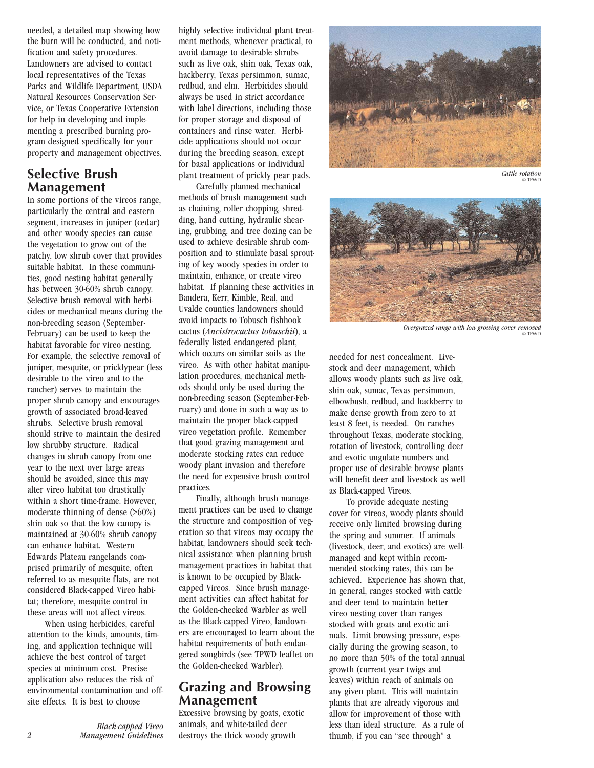needed, a detailed map showing how the burn will be conducted, and notification and safety procedures. Landowners are advised to contact local representatives of the Texas Parks and Wildlife Department, USDA Natural Resources Conservation Service, or Texas Cooperative Extension for help in developing and implementing a prescribed burning program designed specifically for your property and management objectives.

## Selective Brush Management

In some portions of the vireos range, particularly the central and eastern segment, increases in juniper (cedar) and other woody species can cause the vegetation to grow out of the patchy, low shrub cover that provides suitable habitat. In these communities, good nesting habitat generally has between 30-60% shrub canopy. Selective brush removal with herbicides or mechanical means during the non-breeding season (September-February) can be used to keep the habitat favorable for vireo nesting. For example, the selective removal of juniper, mesquite, or pricklypear (less desirable to the vireo and to the rancher) serves to maintain the proper shrub canopy and encourages growth of associated broad-leaved shrubs. Selective brush removal should strive to maintain the desired low shrubby structure. Radical changes in shrub canopy from one year to the next over large areas should be avoided, since this may alter vireo habitat too drastically within a short time-frame. However, moderate thinning of dense (>60%) shin oak so that the low canopy is maintained at 30-60% shrub canopy can enhance habitat. Western Edwards Plateau rangelands comprised primarily of mesquite, often referred to as mesquite flats, are not considered Black-capped Vireo habitat; therefore, mesquite control in these areas will not affect vireos.

When using herbicides, careful attention to the kinds, amounts, timing, and application technique will achieve the best control of target species at minimum cost. Precise application also reduces the risk of environmental contamination and off-site effects. It is best to choose highly selective individual plant treatment methods, whenever practical, to avoid damage to desirable shrubs such as live oak, shin oak, Texas oak, hackberry, Texas persimmon, sumac, redbud, and elm. Herbicides should always be used in strict accordance with label directions, including those for proper storage and disposal of containers and rinse water. Herbicide applications should not occur during the breeding season, except for basal applications or individual plant treatment of prickly pear pads.

Carefully planned mechanical methods of brush management such as chaining, roller chopping, shredding, hand cutting, hydraulic shearing, grubbing, and tree dozing can be used to achieve desirable shrub composition and to stimulate basal sprouting of key woody species in order to maintain, enhance, or create vireo habitat. If planning these activities in Bandera, Kerr, Kimble, Real, and Uvalde counties landowners should avoid impacts to Tobusch fishhook cactus (*Ancistrocactus tobuschii*), a federally listed endangered plant, which occurs on similar soils as the vireo. As with other habitat manipulation procedures, mechanical methods should only be used during the non-breeding season (September-February) and done in such a way as to maintain the proper black-capped vireo vegetation profile. Remember that good grazing management and moderate stocking rates can reduce woody plant invasion and therefore the need for expensive brush control practices.

Finally, although brush management practices can be used to change the structure and composition of vegetation so that vireos may occupy the habitat, landowners should seek technical assistance when planning brush management practices in habitat that is known to be occupied by Black-capped Vireos. Since brush management activities can affect habitat for the Golden-cheeked Warbler as well as the Black-capped Vireo, landowners are encouraged to learn about the habitat requirements of both endangered songbirds (see TPWD leaflet on the Golden-cheeked Warbler).

## Grazing and Browsing Management

Excessive browsing by goats, exotic animals, and white-tailed deer destroys the thick woody growth needed for nest concealment. Livestock and deer management, which allows woody plants such as live oak, shin oak, sumac, Texas persimmon, elbowbush, redbud, and hackberry to make dense growth from zero to at least 8 feet, is needed. On ranches throughout Texas, moderate stocking, rotation of livestock, controlling deer and exotic ungulate numbers and proper use of desirable browse plants will benefit deer and livestock as well as Black-capped Vireos.

To provide adequate nesting cover for vireos, woody plants should receive only limited browsing during the spring and summer. If animals (livestock, deer, and exotics) are well-managed and kept within recommended stocking rates, this can be achieved. Experience has shown that, in general, ranges stocked with cattle and deer tend to maintain better vireo nesting cover than ranges stocked with goats and exotic animals. Limit browsing pressure, especially during the growing season, to no more than 50% of the total annual growth (current year twigs and leaves) within reach of animals on any given plant. This will maintain plants that are already vigorous and allow for improvement of those with less than ideal structure. As a rule of thumb, if you can "see through" a

*Cattle rotation*
© TPWD

*Overgrazed range with low-growing cover removed*
© TPWD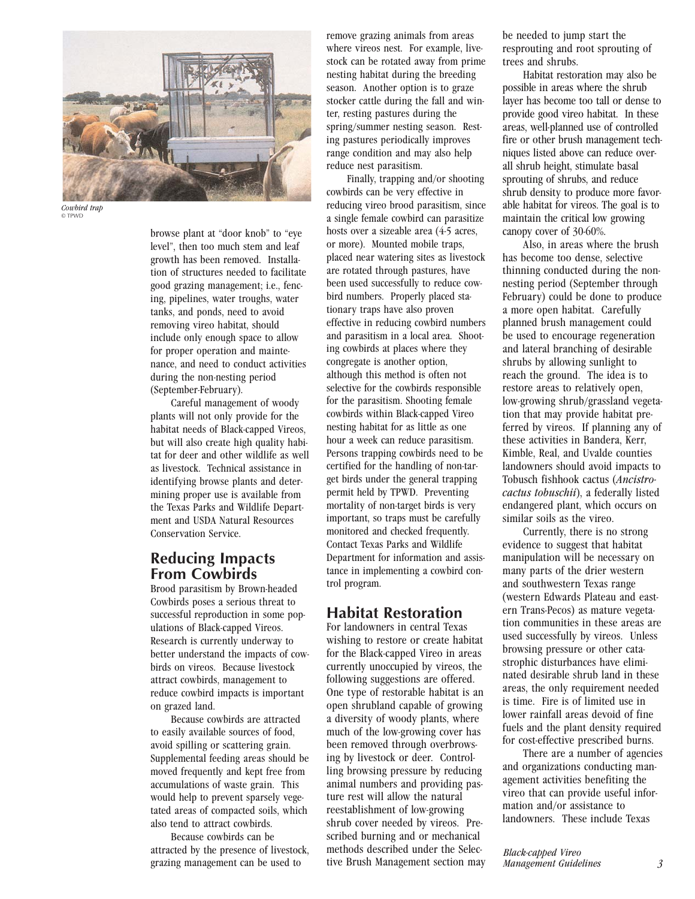Cowbird trap
© TPWD

browse plant at "door knob" to "eye level", then too much stem and leaf growth has been removed. Installation of structures needed to facilitate good grazing management; i.e., fencing, pipelines, water troughs, water tanks, and ponds, need to avoid removing vireo habitat, should include only enough space to allow for proper operation and maintenance, and need to conduct activities during the non-nesting period (September-February).

Careful management of woody plants will not only provide for the habitat needs of Black-capped Vireos, but will also create high quality habitat for deer and other wildlife as well as livestock. Technical assistance in identifying browse plants and determining proper use is available from the Texas Parks and Wildlife Department and USDA Natural Resources Conservation Service.

## Reducing Impacts From Cowbirds

Brood parasitism by Brown-headed Cowbirds poses a serious threat to successful reproduction in some populations of Black-capped Vireos. Research is currently underway to better understand the impacts of cowbirds on vireos. Because livestock attract cowbirds, management to reduce cowbird impacts is important on grazed land.

Because cowbirds are attracted to easily available sources of food, avoid spilling or scattering grain. Supplemental feeding areas should be moved frequently and kept free from accumulations of waste grain. This would help to prevent sparsely vegetated areas of compacted soils, which also tend to attract cowbirds.

Because cowbirds can be attracted by the presence of livestock, grazing management can be used to remove grazing animals from areas where vireos nest. For example, livestock can be rotated away from prime nesting habitat during the breeding season. Another option is to graze stocker cattle during the fall and winter, resting pastures during the spring/summer nesting season. Resting pastures periodically improves range condition and may also help reduce nest parasitism.

Finally, trapping and/or shooting cowbirds can be very effective in reducing vireo brood parasitism, since a single female cowbird can parasitize hosts over a sizeable area (4-5 acres, or more). Mounted mobile traps, placed near watering sites as livestock are rotated through pastures, have been used successfully to reduce cowbird numbers. Properly placed stationary traps have also proven effective in reducing cowbird numbers and parasitism in a local area. Shooting cowbirds at places where they congregate is another option, although this method is often not selective for the cowbirds responsible for the parasitism. Shooting female cowbirds within Black-capped Vireo nesting habitat for as little as one hour a week can reduce parasitism. Persons trapping cowbirds need to be certified for the handling of non-target birds under the general trapping permit held by TPWD. Preventing mortality of non-target birds is very important, so traps must be carefully monitored and checked frequently. Contact Texas Parks and Wildlife Department for information and assistance in implementing a cowbird control program.

## Habitat Restoration

For landowners in central Texas wishing to restore or create habitat for the Black-capped Vireo in areas currently unoccupied by vireos, the following suggestions are offered. One type of restorable habitat is an open shrubland capable of growing a diversity of woody plants, where much of the low-growing cover has been removed through overbrowsing by livestock or deer. Controlling browsing pressure by reducing animal numbers and providing pasture rest will allow the natural reestablishment of low-growing shrub cover needed by vireos. Prescribed burning and or mechanical methods described under the Selective Brush Management section may be needed to jump start the resprouting and root sprouting of trees and shrubs.

Habitat restoration may also be possible in areas where the shrub layer has become too tall or dense to provide good vireo habitat. In these areas, well-planned use of controlled fire or other brush management techniques listed above can reduce overall shrub height, stimulate basal sprouting of shrubs, and reduce shrub density to produce more favorable habitat for vireos. The goal is to maintain the critical low growing canopy cover of 30-60%.

Also, in areas where the brush has become too dense, selective thinning conducted during the non-nesting period (September through February) could be done to produce a more open habitat. Carefully planned brush management could be used to encourage regeneration and lateral branching of desirable shrubs by allowing sunlight to reach the ground. The idea is to restore areas to relatively open, low-growing shrub/grassland vegetation that may provide habitat preferred by vireos. If planning any of these activities in Bandera, Kerr, Kimble, Real, and Uvalde counties landowners should avoid impacts to Tobusch fishhook cactus (*Ancistrocactus tobuschii*), a federally listed endangered plant, which occurs on similar soils as the vireo.

Currently, there is no strong evidence to suggest that habitat manipulation will be necessary on many parts of the drier western and southwestern Texas range (western Edwards Plateau and eastern Trans-Pecos) as mature vegetation communities in these areas are used successfully by vireos. Unless browsing pressure or other catastrophic disturbances have eliminated desirable shrub land in these areas, the only requirement needed is time. Fire is of limited use in lower rainfall areas devoid of fine fuels and the plant density required for cost-effective prescribed burns.

There are a number of agencies and organizations conducting management activities benefiting the vireo that can provide useful information and/or assistance to landowners. These include Texas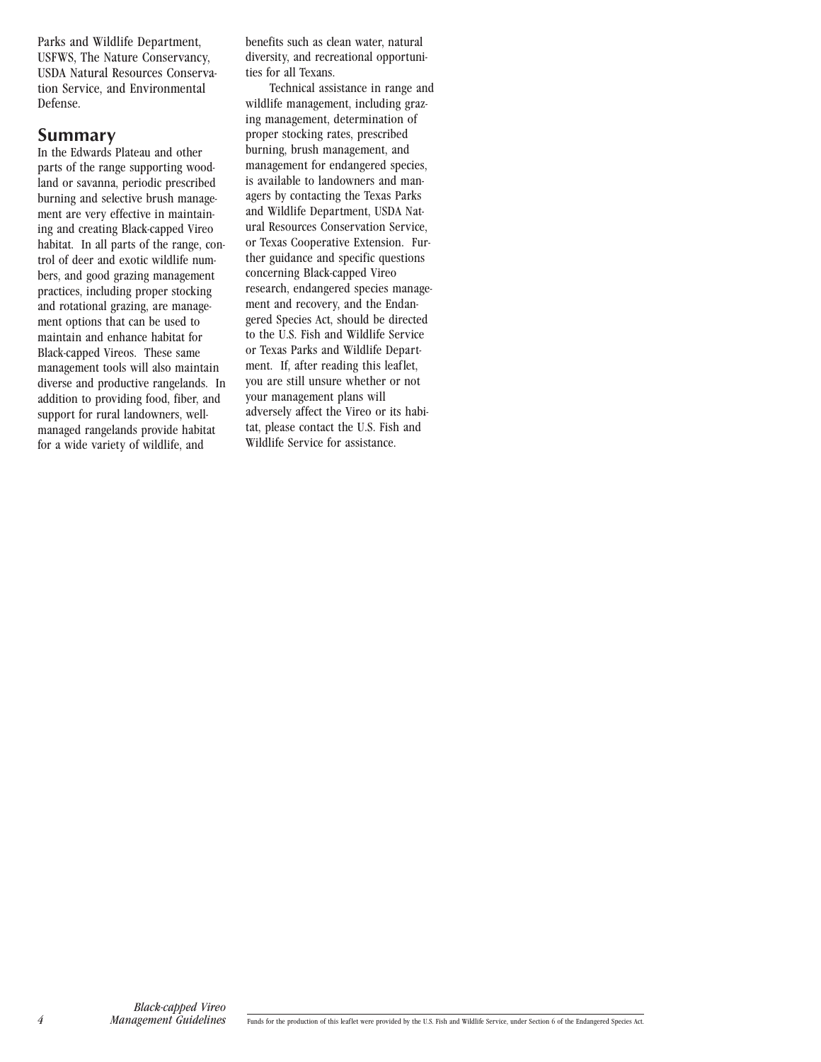Parks and Wildlife Department, USFWS, The Nature Conservancy, USDA Natural Resources Conservation Service, and Environmental Defense.

## Summary

In the Edwards Plateau and other parts of the range supporting woodland or savanna, periodic prescribed burning and selective brush management are very effective in maintaining and creating Black-capped Vireo habitat. In all parts of the range, control of deer and exotic wildlife numbers, and good grazing management practices, including proper stocking and rotational grazing, are management options that can be used to maintain and enhance habitat for Black-capped Vireos. These same management tools will also maintain diverse and productive rangelands. In addition to providing food, fiber, and support for rural landowners, well-managed rangelands provide habitat for a wide variety of wildlife, and benefits such as clean water, natural diversity, and recreational opportunities for all Texans.

Technical assistance in range and wildlife management, including grazing management, determination of proper stocking rates, prescribed burning, brush management, and management for endangered species, is available to landowners and managers by contacting the Texas Parks and Wildlife Department, USDA Natural Resources Conservation Service, or Texas Cooperative Extension. Further guidance and specific questions concerning Black-capped Vireo research, endangered species management and recovery, and the Endangered Species Act, should be directed to the U.S. Fish and Wildlife Service or Texas Parks and Wildlife Department. If, after reading this leaflet, you are still unsure whether or not your management plans will adversely affect the Vireo or its habitat, please contact the U.S. Fish and Wildlife Service for assistance.

Funds for the production of this leaflet were provided by the U.S. Fish and Wildlife Service, under Section 6 of the Endangered Species Act.